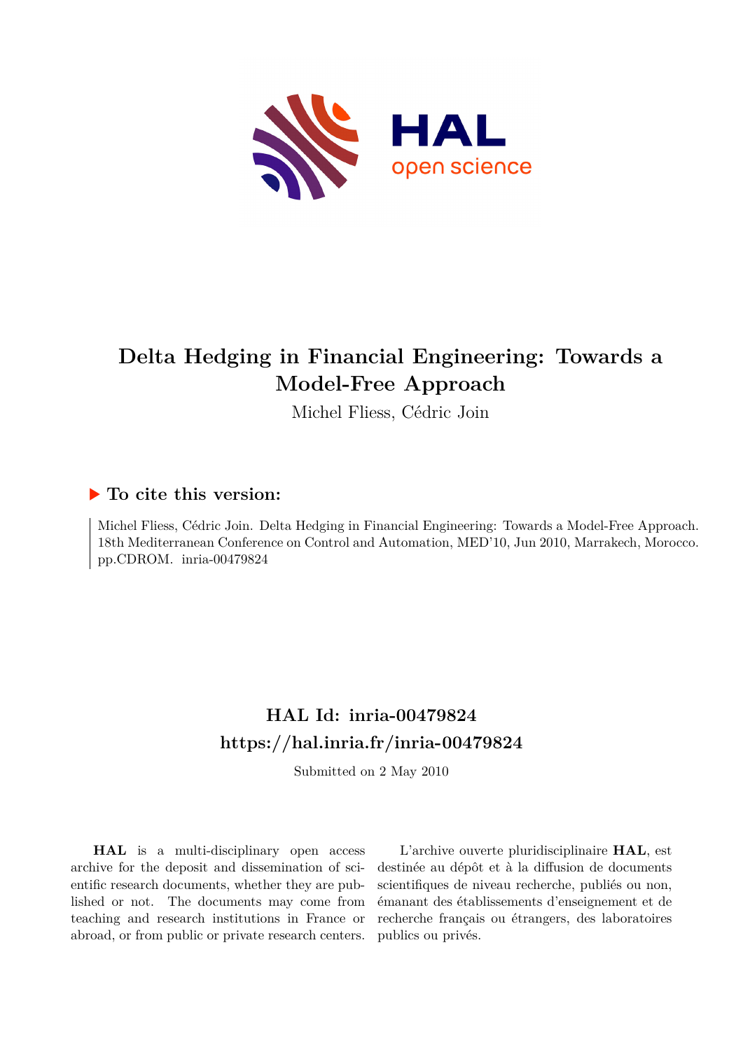# Delta Hedging in Financial Engineering: Towards a Model-Free Approach

Michel Fliess, Cédric Join

## ▶ To cite this version:

Michel Fliess, Cédric Join. Delta Hedging in Financial Engineering: Towards a Model-Free Approach. 18th Mediterranean Conference on Control and Automation, MED'10, Jun 2010, Marrakech, Morocco. pp.CDROM. inria-00479824

## HAL Id: inria-00479824
## https://hal.inria.fr/inria-00479824

Submitted on 2 May 2010

**HAL** is a multi-disciplinary open access archive for the deposit and dissemination of scientific research documents, whether they are published or not. The documents may come from teaching and research institutions in France or abroad, or from public or private research centers.

L'archive ouverte pluridisciplinaire **HAL**, est destinée au dépôt et à la diffusion de documents scientifiques de niveau recherche, publiés ou non, émanant des établissements d'enseignement et de recherche français ou étrangers, des laboratoires publics ou privés.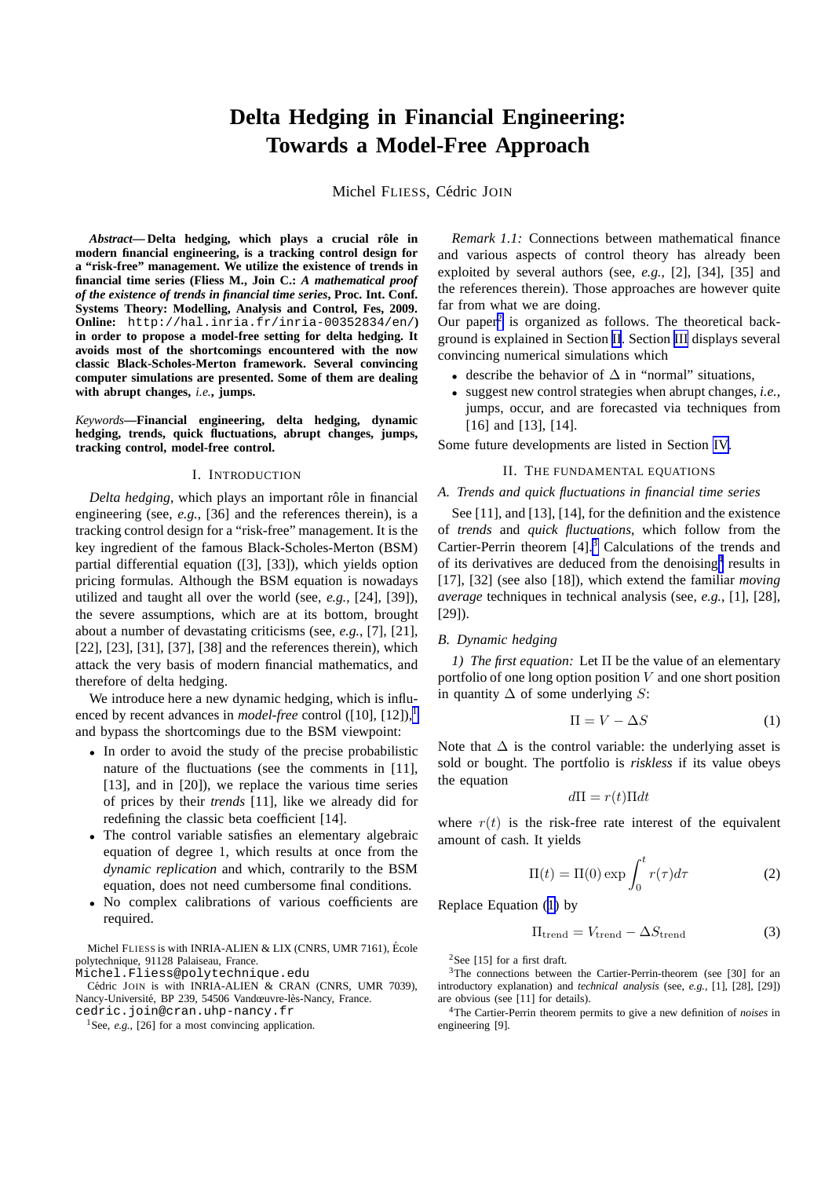# Delta Hedging in Financial Engineering: Towards a Model-Free Approach

Michel FLIESS, Cédric JOIN

***Abstract*— Delta hedging, which plays a crucial rôle in modern financial engineering, is a tracking control design for a "risk-free" management. We utilize the existence of trends in financial time series (Fliess M., Join C.: *A mathematical proof of the existence of trends in financial time series*, Proc. Int. Conf. Systems Theory: Modelling, Analysis and Control, Fes, 2009. Online: `http://hal.inria.fr/inria-00352834/en/`) in order to propose a model-free setting for delta hedging. It avoids most of the shortcomings encountered with the now classic Black-Scholes-Merton framework. Several convincing computer simulations are presented. Some of them are dealing with abrupt changes, *i.e.*, jumps.**

*Keywords*—**Financial engineering, delta hedging, dynamic hedging, trends, quick fluctuations, abrupt changes, jumps, tracking control, model-free control.**

## I. INTRODUCTION

*Delta hedging*, which plays an important rôle in financial engineering (see, *e.g.*, [36] and the references therein), is a tracking control design for a "risk-free" management. It is the key ingredient of the famous Black-Scholes-Merton (BSM) partial differential equation ([3], [33]), which yields option pricing formulas. Although the BSM equation is nowadays utilized and taught all over the world (see, *e.g.*, [24], [39]), the severe assumptions, which are at its bottom, brought about a number of devastating criticisms (see, *e.g.*, [7], [21], [22], [23], [31], [37], [38] and the references therein), which attack the very basis of modern financial mathematics, and therefore of delta hedging.

We introduce here a new dynamic hedging, which is influenced by recent advances in *model-free* control ([10], [12]),[1] and bypass the shortcomings due to the BSM viewpoint:

- In order to avoid the study of the precise probabilistic nature of the fluctuations (see the comments in [11], [13], and in [20]), we replace the various time series of prices by their *trends* [11], like we already did for redefining the classic beta coefficient [14].
- The control variable satisfies an elementary algebraic equation of degree 1, which results at once from the *dynamic replication* and which, contrarily to the BSM equation, does not need cumbersome final conditions.
- No complex calibrations of various coefficients are required.

Michel FLIESS is with INRIA-ALIEN & LIX (CNRS, UMR 7161), École polytechnique, 91128 Palaiseau, France. `Michel.Fliess@polytechnique.edu`

Cédric JOIN is with INRIA-ALIEN & CRAN (CNRS, UMR 7039), Nancy-Université, BP 239, 54506 Vandœuvre-lès-Nancy, France. `cedric.join@cran.uhp-nancy.fr`

[1] See, *e.g.*, [26] for a most convincing application.

*Remark 1.1:* Connections between mathematical finance and various aspects of control theory has already been exploited by several authors (see, *e.g.*, [2], [34], [35] and the references therein). Those approaches are however quite far from what we are doing.

Our paper[2] is organized as follows. The theoretical background is explained in Section II. Section III displays several convincing numerical simulations which

- describe the behavior of $\Delta$ in "normal" situations,
- suggest new control strategies when abrupt changes, *i.e.*, jumps, occur, and are forecasted via techniques from [16] and [13], [14].

Some future developments are listed in Section IV.

## II. THE FUNDAMENTAL EQUATIONS

### A. Trends and quick fluctuations in financial time series

See [11], and [13], [14], for the definition and the existence of *trends* and *quick fluctuations*, which follow from the Cartier-Perrin theorem [4].[3] Calculations of the trends and of its derivatives are deduced from the denoising[4] results in [17], [32] (see also [18]), which extend the familiar *moving average* techniques in technical analysis (see, *e.g.*, [1], [28], [29]).

### B. Dynamic hedging

*1) The first equation:* Let $\Pi$ be the value of an elementary portfolio of one long option position $V$ and one short position in quantity $\Delta$ of some underlying $S$:

$$\Pi = V - \Delta S \tag{1}$$

Note that $\Delta$ is the control variable: the underlying asset is sold or bought. The portfolio is *riskless* if its value obeys the equation

$$d\Pi = r(t)\Pi dt$$

where $r(t)$ is the risk-free rate interest of the equivalent amount of cash. It yields

$$\Pi(t) = \Pi(0) \exp \int_0^t r(\tau) d\tau \tag{2}$$

Replace Equation (1) by

$$\Pi_{\text{trend}} = V_{\text{trend}} - \Delta S_{\text{trend}} \tag{3}$$

[2] See [15] for a first draft.

[3] The connections between the Cartier-Perrin-theorem (see [30] for an introductory explanation) and *technical analysis* (see, *e.g.*, [1], [28], [29]) are obvious (see [11] for details).

[4] The Cartier-Perrin theorem permits to give a new definition of *noises* in engineering [9].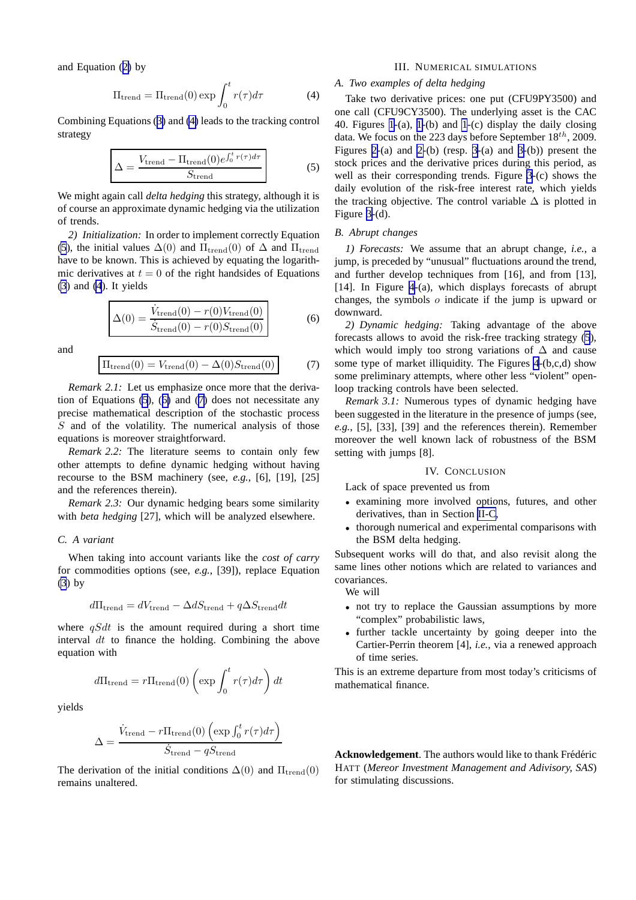and Equation (2) by

$$\Pi_{\text{trend}} = \Pi_{\text{trend}}(0) \exp \int_0^t r(\tau) d\tau \tag{4}$$

Combining Equations (3) and (4) leads to the tracking control strategy

$$\boxed{\Delta = \frac{V_{\text{trend}} - \Pi_{\text{trend}}(0) e^{\int_0^t r(\tau) d\tau}}{S_{\text{trend}}}} \tag{5}$$

We might again call *delta hedging* this strategy, although it is of course an approximate dynamic hedging via the utilization of trends.

*2) Initialization:* In order to implement correctly Equation (5), the initial values $\Delta(0)$ and $\Pi_{\text{trend}}(0)$ of $\Delta$ and $\Pi_{\text{trend}}$ have to be known. This is achieved by equating the logarithmic derivatives at $t = 0$ of the right handsides of Equations (3) and (4). It yields

$$\boxed{\Delta(0) = \frac{\dot{V}_{\text{trend}}(0) - r(0) V_{\text{trend}}(0)}{\dot{S}_{\text{trend}}(0) - r(0) S_{\text{trend}}(0)}} \tag{6}$$

and

$$\boxed{\Pi_{\text{trend}}(0) = V_{\text{trend}}(0) - \Delta(0) S_{\text{trend}}(0)} \tag{7}$$

*Remark 2.1:* Let us emphasize once more that the derivation of Equations (5), (6) and (7) does not necessitate any precise mathematical description of the stochastic process $S$ and of the volatility. The numerical analysis of those equations is moreover straightforward.

*Remark 2.2:* The literature seems to contain only few other attempts to define dynamic hedging without having recourse to the BSM machinery (see, *e.g.*, [6], [19], [25] and the references therein).

*Remark 2.3:* Our dynamic hedging bears some similarity with *beta hedging* [27], which will be analyzed elsewhere.

### C. A variant

When taking into account variants like the *cost of carry* for commodities options (see, *e.g.*, [39]), replace Equation (3) by

$$d\Pi_{\text{trend}} = dV_{\text{trend}} - \Delta dS_{\text{trend}} + q\Delta S_{\text{trend}} dt$$

where $qSdt$ is the amount required during a short time interval $dt$ to finance the holding. Combining the above equation with

$$d\Pi_{\text{trend}} = r\Pi_{\text{trend}}(0) \left( \exp \int_0^t r(\tau) d\tau \right) dt$$

yields

$$\Delta = \frac{\dot{V}_{\text{trend}} - r\Pi_{\text{trend}}(0) \left( \exp \int_0^t r(\tau) d\tau \right)}{\dot{S}_{\text{trend}} - qS_{\text{trend}}}$$

The derivation of the initial conditions $\Delta(0)$ and $\Pi_{\text{trend}}(0)$ remains unaltered.

## III. Numerical simulations

### A. Two examples of delta hedging

Take two derivative prices: one put (CFU9PY3500) and one call (CFU9CY3500). The underlying asset is the CAC 40. Figures 1-(a), 1-(b) and 1-(c) display the daily closing data. We focus on the 223 days before September $18^{th}$, 2009. Figures 2-(a) and 2-(b) (resp. 3-(a) and 3-(b)) present the stock prices and the derivative prices during this period, as well as their corresponding trends. Figure 3-(c) shows the daily evolution of the risk-free interest rate, which yields the tracking objective. The control variable $\Delta$ is plotted in Figure 3-(d).

### B. Abrupt changes

*1) Forecasts:* We assume that an abrupt change, *i.e.*, a jump, is preceded by "unusual" fluctuations around the trend, and further develop techniques from [16], and from [13], [14]. In Figure 4-(a), which displays forecasts of abrupt changes, the symbols $o$ indicate if the jump is upward or downward.

*2) Dynamic hedging:* Taking advantage of the above forecasts allows to avoid the risk-free tracking strategy (5), which would imply too strong variations of $\Delta$ and cause some type of market illiquidity. The Figures 4-(b,c,d) show some preliminary attempts, where other less "violent" open-loop tracking controls have been selected.

*Remark 3.1:* Numerous types of dynamic hedging have been suggested in the literature in the presence of jumps (see, *e.g.*, [5], [33], [39] and the references therein). Remember moreover the well known lack of robustness of the BSM setting with jumps [8].

## IV. Conclusion

Lack of space prevented us from

- examining more involved options, futures, and other derivatives, than in Section II-C,
- thorough numerical and experimental comparisons with the BSM delta hedging.

Subsequent works will do that, and also revisit along the same lines other notions which are related to variances and covariances.

We will

- not try to replace the Gaussian assumptions by more "complex" probabilistic laws,
- further tackle uncertainty by going deeper into the Cartier-Perrin theorem [4], *i.e.*, via a renewed approach of time series.

This is an extreme departure from most today's criticisms of mathematical finance.

**Acknowledgement**. The authors would like to thank Frédéric Hatt (*Mereor Investment Management and Advisory, SAS*) for stimulating discussions.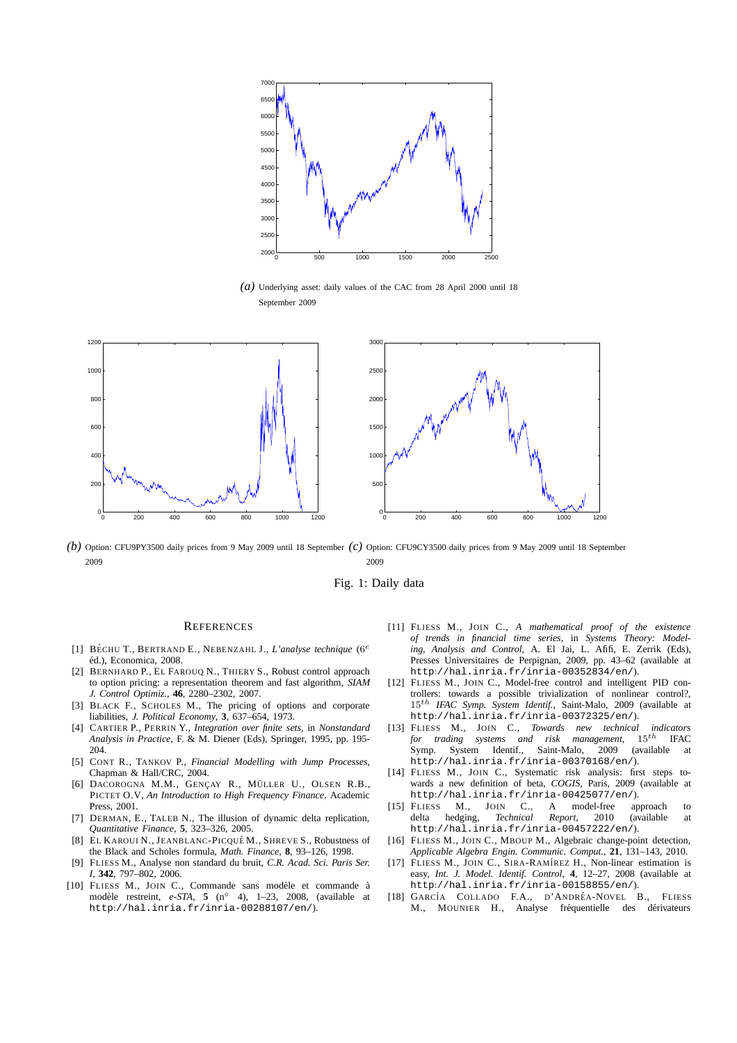*(a)* Underlying asset: daily values of the CAC from 28 April 2000 until 18 September 2009

*(b)* Option: CFU9PY3500 daily prices from 9 May 2009 until 18 September 2009

*(c)* Option: CFU9CY3500 daily prices from 9 May 2009 until 18 September 2009

Fig. 1: Daily data

## REFERENCES

[1] BÉCHU T., BERTRAND E., NEBENZAHL J., *L'analyse technique* ($6^e$ éd.), Economica, 2008.

[2] BERNHARD P., EL FAROUQ N., THIERY S., Robust control approach to option pricing: a representation theorem and fast algorithm, *SIAM J. Control Optimiz.*, **46**, 2280–2302, 2007.

[3] BLACK F., SCHOLES M., The pricing of options and corporate liabilities, *J. Political Economy*, **3**, 637–654, 1973.

[4] CARTIER P., PERRIN Y., *Integration over finite sets*, in *Nonstandard Analysis in Practice*, F. & M. Diener (Eds), Springer, 1995, pp. 195-204.

[5] CONT R., TANKOV P., *Financial Modelling with Jump Processes*, Chapman & Hall/CRC, 2004.

[6] DACOROGNA M.M., GENÇAY R., MÜLLER U., OLSEN R.B., PICTET O.V, *An Introduction to High Frequency Finance*. Academic Press, 2001.

[7] DERMAN, E., TALEB N., The illusion of dynamic delta replication, *Quantitative Finance*, **5**, 323–326, 2005.

[8] EL KAROUI N., JEANBLANC-PICQUÉ M., SHREVE S., Robustness of the Black and Scholes formula, *Math. Finance*, **8**, 93–126, 1998.

[9] FLIESS M., Analyse non standard du bruit, *C.R. Acad. Sci. Paris Ser. I*, **342**, 797–802, 2006.

[10] FLIESS M., JOIN C., Commande sans modèle et commande à modèle restreint, *e-STA*, **5** (n° 4), 1–23, 2008, (available at `http://hal.inria.fr/inria-00288107/en/`).

[11] FLIESS M., JOIN C., *A mathematical proof of the existence of trends in financial time series*, in *Systems Theory: Modeling, Analysis and Control*, A. El Jai, L. Afifi, E. Zerrik (Eds), Presses Universitaires de Perpignan, 2009, pp. 43–62 (available at `http://hal.inria.fr/inria-00352834/en/`).

[12] FLIESS M., JOIN C., Model-free control and intelligent PID controllers: towards a possible trivialization of nonlinear control?, $15^{th}$ *IFAC Symp. System Identif.*, Saint-Malo, 2009 (available at `http://hal.inria.fr/inria-00372325/en/`).

[13] FLIESS M., JOIN C., *Towards new technical indicators for trading systems and risk management*, $15^{th}$ IFAC Symp. System Identif., Saint-Malo, 2009 (available at `http://hal.inria.fr/inria-00370168/en/`).

[14] FLIESS M., JOIN C., Systematic risk analysis: first steps towards a new definition of beta, *COGIS*, Paris, 2009 (available at `http://hal.inria.fr/inria-00425077/en/`).

[15] FLIESS M., JOIN C., A model-free approach to delta hedging, *Technical Report*, 2010 (available at `http://hal.inria.fr/inria-00457222/en/`).

[16] FLIESS M., JOIN C., MBOUP M., Algebraic change-point detection, *Applicable Algebra Engin. Communic. Comput.*, **21**, 131–143, 2010.

[17] FLIESS M., JOIN C., SIRA-RAMÍREZ H., Non-linear estimation is easy, *Int. J. Model. Identif. Control*, **4**, 12–27, 2008 (available at `http://hal.inria.fr/inria-00158855/en/`).

[18] GARCÍA COLLADO F.A., D'ANDRÉA-NOVEL B., FLIESS M., MOUNIER H., Analyse fréquentielle des dérivateurs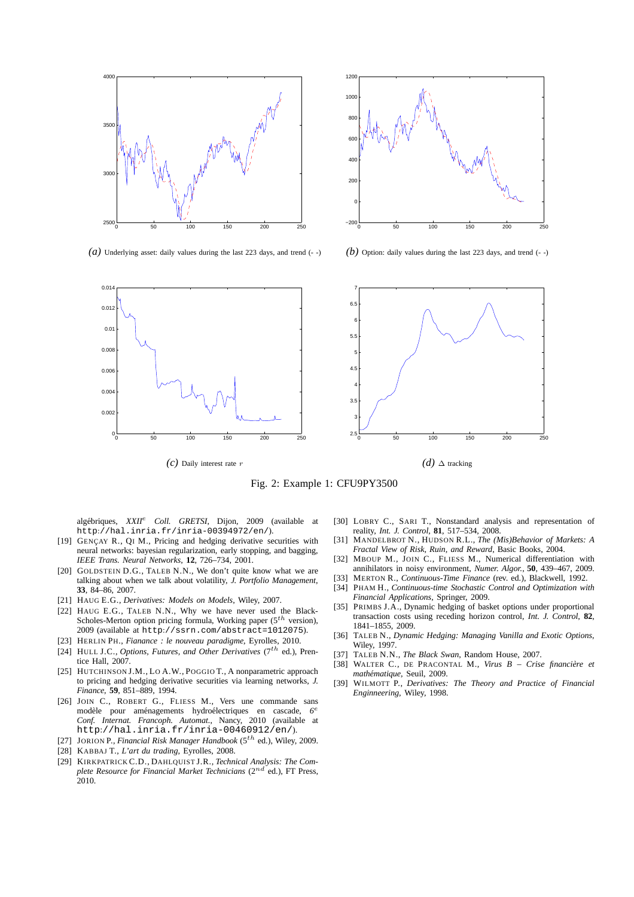*(a)* Underlying asset: daily values during the last 223 days, and trend (- -)

*(b)* Option: daily values during the last 223 days, and trend (- -)

*(c)* Daily interest rate $r$

*(d)* $\Delta$ tracking

Fig. 2: Example 1: CFU9PY3500

algébriques, *XXII*[e] *Coll. GRETSI*, Dijon, 2009 (available at `http://hal.inria.fr/inria-00394972/en/`).

[19] GENÇAY R., QI M., Pricing and hedging derivative securities with neural networks: bayesian regularization, early stopping, and bagging, *IEEE Trans. Neural Networks*, **12**, 726–734, 2001.

[20] GOLDSTEIN D.G., TALEB N.N., We don't quite know what we are talking about when we talk about volatility, *J. Portfolio Management*, **33**, 84–86, 2007.

[21] HAUG E.G., *Derivatives: Models on Models*, Wiley, 2007.

[22] HAUG E.G., TALEB N.N., Why we have never used the Black-Scholes-Merton option pricing formula, Working paper ($5^{th}$ version), 2009 (available at `http://ssrn.com/abstract=1012075`).

[23] HERLIN PH., *Fianance : le nouveau paradigme*, Eyrolles, 2010.

[24] HULL J.C., *Options, Futures, and Other Derivatives* ($7^{th}$ ed.), Prentice Hall, 2007.

[25] HUTCHINSON J.M., LO A.W., POGGIO T., A nonparametric approach to pricing and hedging derivative securities via learning networks, *J. Finance*, **59**, 851–889, 1994.

[26] JOIN C., ROBERT G., FLIESS M., Vers une commande sans modèle pour aménagements hydroélectriques en cascade, *6*[e] *Conf. Internat. Francoph. Automat.*, Nancy, 2010 (available at `http://hal.inria.fr/inria-00460912/en/`).

[27] JORION P., *Financial Risk Manager Handbook* ($5^{th}$ ed.), Wiley, 2009.

[28] KABBAJ T., *L'art du trading*, Eyrolles, 2008.

[29] KIRKPATRICK C.D., DAHLQUIST J.R., *Technical Analysis: The Complete Resource for Financial Market Technicians* ($2^{nd}$ ed.), FT Press, 2010.

[30] LOBRY C., SARI T., Nonstandard analysis and representation of reality, *Int. J. Control*, **81**, 517–534, 2008.

[31] MANDELBROT N., HUDSON R.L., *The (Mis)Behavior of Markets: A Fractal View of Risk, Ruin, and Reward*, Basic Books, 2004.

[32] MBOUP M., JOIN C., FLIESS M., Numerical differentiation with annihilators in noisy environment, *Numer. Algor.*, **50**, 439–467, 2009.

[33] MERTON R., *Continuous-Time Finance* (rev. ed.), Blackwell, 1992.

[34] PHAM H., *Continuous-time Stochastic Control and Optimization with Financial Applications*, Springer, 2009.

[35] PRIMBS J.A., Dynamic hedging of basket options under proportional transaction costs using receding horizon control, *Int. J. Control*, **82**, 1841–1855, 2009.

[36] TALEB N., *Dynamic Hedging: Managing Vanilla and Exotic Options*, Wiley, 1997.

[37] TALEB N.N., *The Black Swan*, Random House, 2007.

[38] WALTER C., DE PRACONTAL M., *Virus B – Crise financière et mathématique*, Seuil, 2009.

[39] WILMOTT P., *Derivatives: The Theory and Practice of Financial Enginneering*, Wiley, 1998.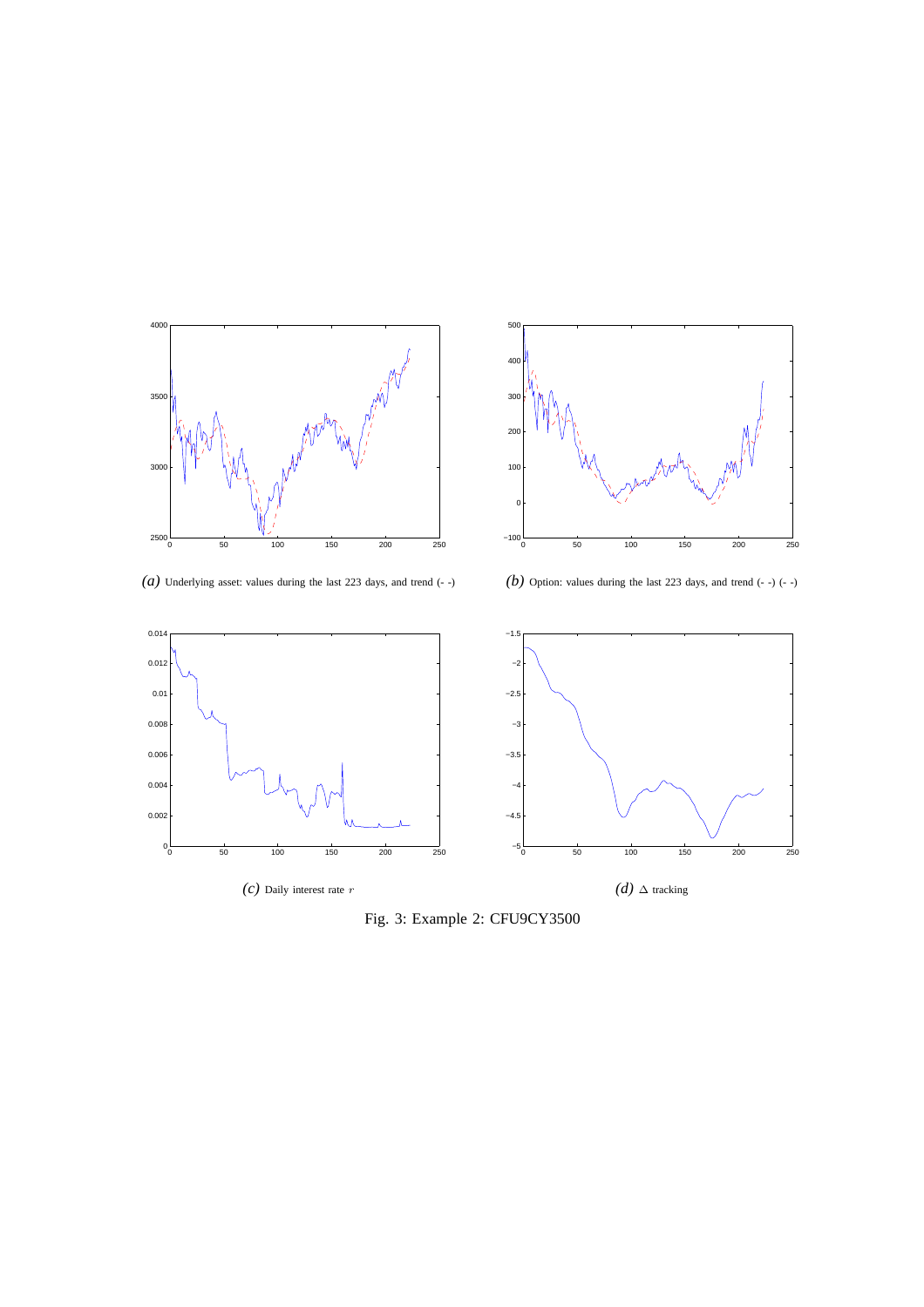*(a)* Underlying asset: values during the last 223 days, and trend (- -)

*(b)* Option: values during the last 223 days, and trend (- -) (- -)

*(c)* Daily interest rate $r$

*(d)* $\Delta$ tracking

Fig. 3: Example 2: CFU9CY3500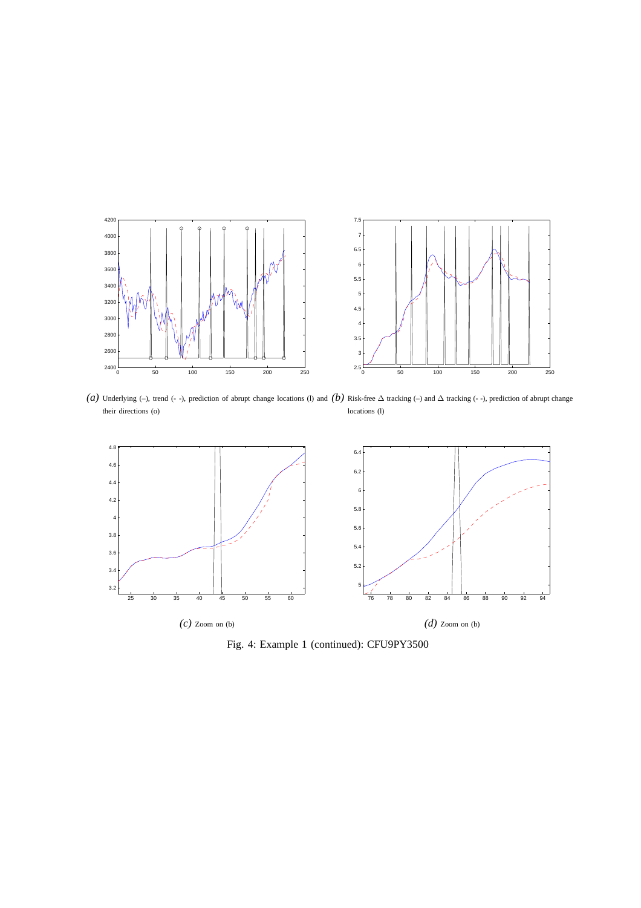4200
4000
3800
3600
3400
3200
3000
2800
2600
2400
0 50 100 150 200 250

*(a)* Underlying (–), trend (- -), prediction of abrupt change locations (l) and their directions (o)

7.5
7
6.5
6
5.5
5
4.5
4
3.5
3
2.5
0 50 100 150 200 250

*(b)* Risk-free $\Delta$ tracking (–) and $\Delta$ tracking (- -), prediction of abrupt change locations (l)

4.8
4.6
4.4
4.2
4
3.8
3.6
3.4
3.2
25 30 35 40 45 50 55 60

*(c)* Zoom on (b)

6.4
6.2
6
5.8
5.6
5.4
5.2
5
76 78 80 82 84 86 88 90 92 94

*(d)* Zoom on (b)

Fig. 4: Example 1 (continued): CFU9PY3500